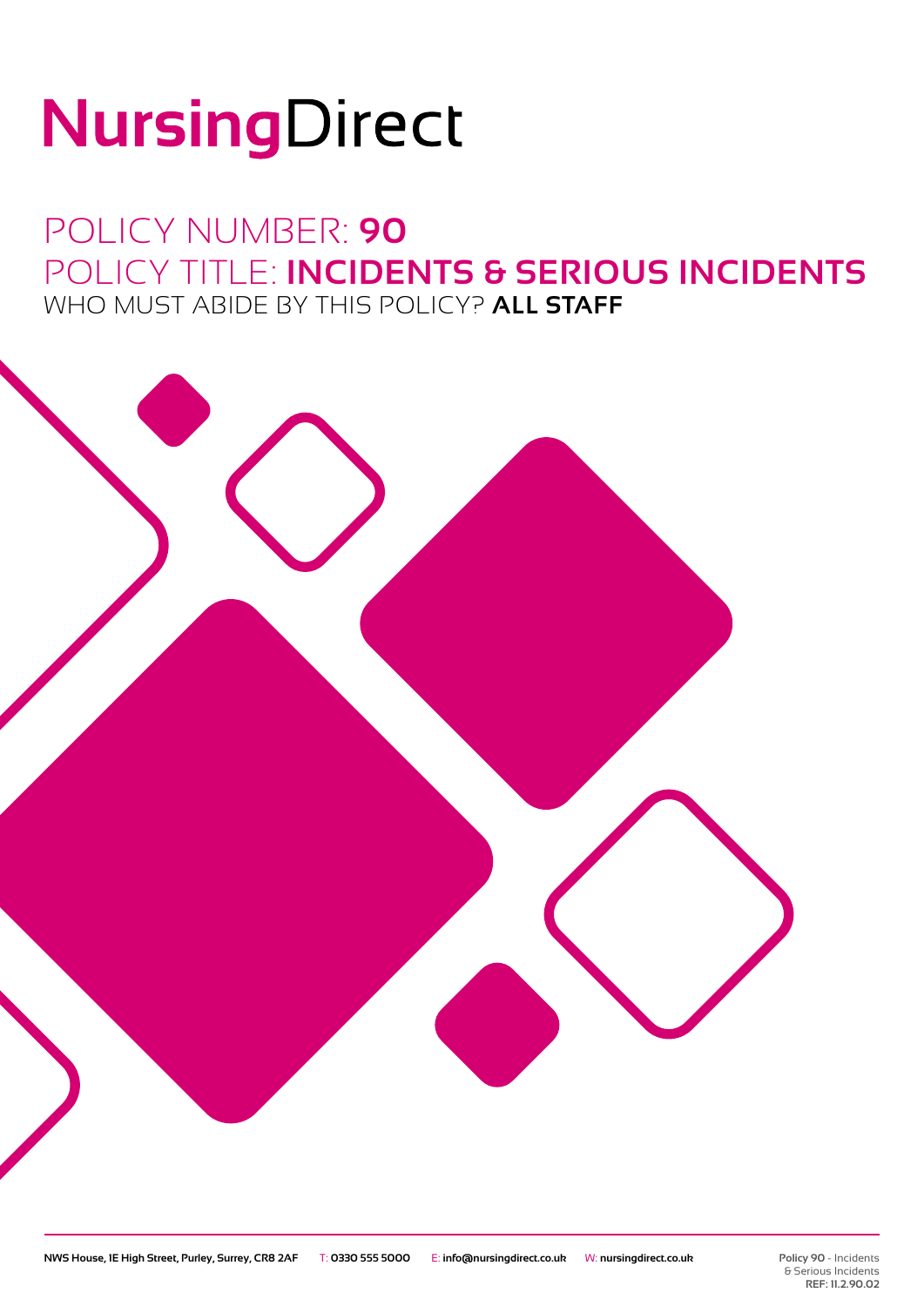# NursingDirect

## POLICY NUMBER: **90**
## POLICY TITLE: **INCIDENTS & SERIOUS INCIDENTS**
### WHO MUST ABIDE BY THIS POLICY? **ALL STAFF**

**NWS House, 1E High Street, Purley, Surrey, CR8 2AF** T: **0330 555 5000** E: **info@nursingdirect.co.uk** W: **nursingdirect.co.uk**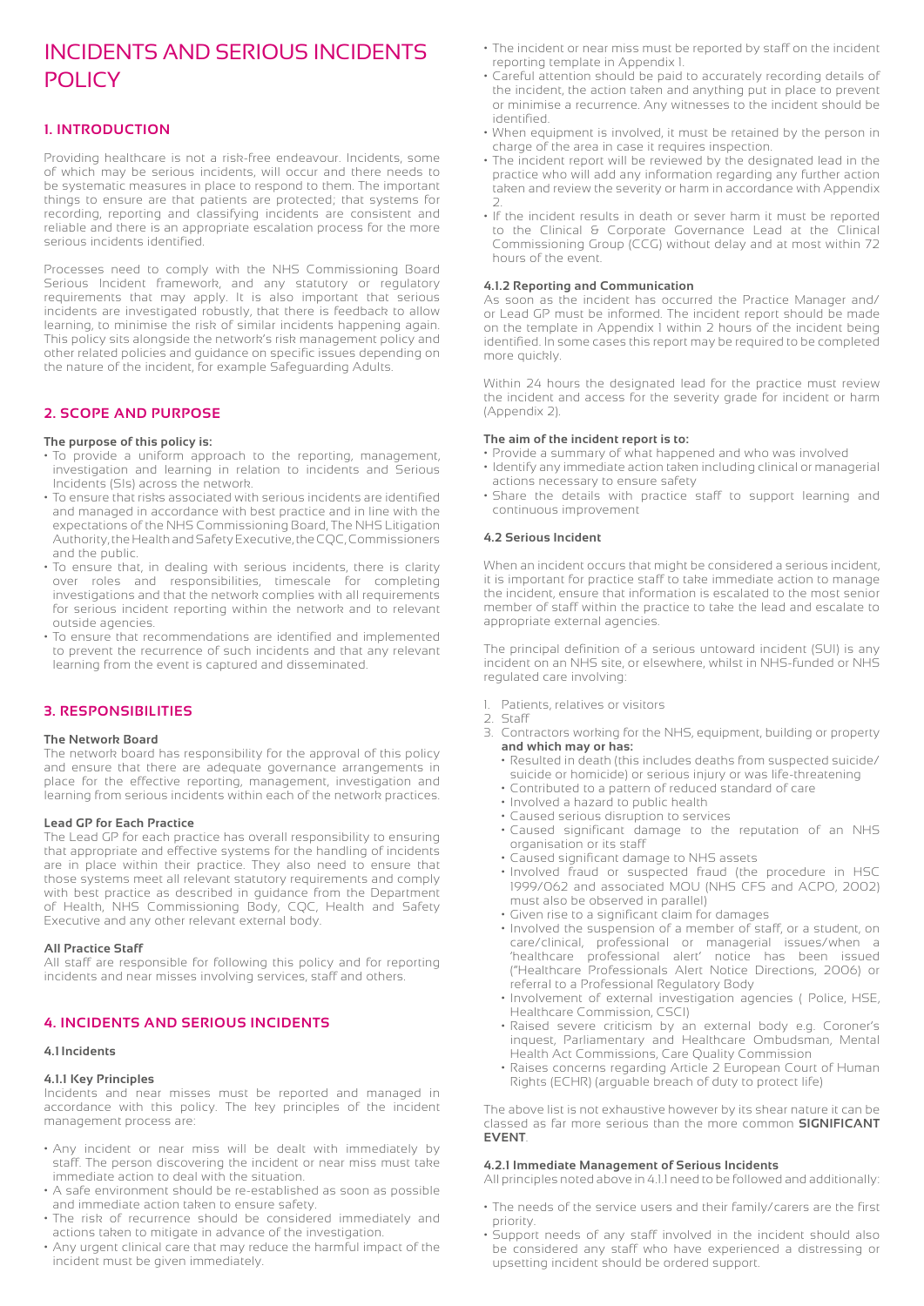# INCIDENTS AND SERIOUS INCIDENTS POLICY

## 1. INTRODUCTION

Providing healthcare is not a risk-free endeavour. Incidents, some of which may be serious incidents, will occur and there needs to be systematic measures in place to respond to them. The important things to ensure are that patients are protected; that systems for recording, reporting and classifying incidents are consistent and reliable and there is an appropriate escalation process for the more serious incidents identified.

Processes need to comply with the NHS Commissioning Board Serious Incident framework, and any statutory or regulatory requirements that may apply. It is also important that serious incidents are investigated robustly, that there is feedback to allow learning, to minimise the risk of similar incidents happening again. This policy sits alongside the network's risk management policy and other related policies and guidance on specific issues depending on the nature of the incident, for example Safeguarding Adults.

## 2. SCOPE AND PURPOSE

**The purpose of this policy is:**

- To provide a uniform approach to the reporting, management, investigation and learning in relation to incidents and Serious Incidents (SIs) across the network.
- To ensure that risks associated with serious incidents are identified and managed in accordance with best practice and in line with the expectations of the NHS Commissioning Board, The NHS Litigation Authority, the Health and Safety Executive, the CQC, Commissioners and the public.
- To ensure that, in dealing with serious incidents, there is clarity over roles and responsibilities, timescale for completing investigations and that the network complies with all requirements for serious incident reporting within the network and to relevant outside agencies.
- To ensure that recommendations are identified and implemented to prevent the recurrence of such incidents and that any relevant learning from the event is captured and disseminated.

## 3. RESPONSIBILITIES

**The Network Board**

The network board has responsibility for the approval of this policy and ensure that there are adequate governance arrangements in place for the effective reporting, management, investigation and learning from serious incidents within each of the network practices.

**Lead GP for Each Practice**

The Lead GP for each practice has overall responsibility to ensuring that appropriate and effective systems for the handling of incidents are in place within their practice. They also need to ensure that those systems meet all relevant statutory requirements and comply with best practice as described in guidance from the Department of Health, NHS Commissioning Body, CQC, Health and Safety Executive and any other relevant external body.

**All Practice Staff**

All staff are responsible for following this policy and for reporting incidents and near misses involving services, staff and others.

## 4. INCIDENTS AND SERIOUS INCIDENTS

### 4.1 Incidents

#### 4.1.1 Key Principles

Incidents and near misses must be reported and managed in accordance with this policy. The key principles of the incident management process are:

- Any incident or near miss will be dealt with immediately by staff. The person discovering the incident or near miss must take immediate action to deal with the situation.
- A safe environment should be re-established as soon as possible and immediate action taken to ensure safety.
- The risk of recurrence should be considered immediately and actions taken to mitigate in advance of the investigation.
- Any urgent clinical care that may reduce the harmful impact of the incident must be given immediately.
- The incident or near miss must be reported by staff on the incident reporting template in Appendix 1.
- Careful attention should be paid to accurately recording details of the incident, the action taken and anything put in place to prevent or minimise a recurrence. Any witnesses to the incident should be identified.
- When equipment is involved, it must be retained by the person in charge of the area in case it requires inspection.
- The incident report will be reviewed by the designated lead in the practice who will add any information regarding any further action taken and review the severity or harm in accordance with Appendix 2.
- If the incident results in death or sever harm it must be reported to the Clinical & Corporate Governance Lead at the Clinical Commissioning Group (CCG) without delay and at most within 72 hours of the event.

#### 4.1.2 Reporting and Communication

As soon as the incident has occurred the Practice Manager and/or Lead GP must be informed. The incident report should be made on the template in Appendix 1 within 2 hours of the incident being identified. In some cases this report may be required to be completed more quickly.

Within 24 hours the designated lead for the practice must review the incident and access for the severity grade for incident or harm (Appendix 2).

**The aim of the incident report is to:**

- Provide a summary of what happened and who was involved
- Identify any immediate action taken including clinical or managerial actions necessary to ensure safety
- Share the details with practice staff to support learning and continuous improvement

### 4.2 Serious Incident

When an incident occurs that might be considered a serious incident, it is important for practice staff to take immediate action to manage the incident, ensure that information is escalated to the most senior member of staff within the practice to take the lead and escalate to appropriate external agencies.

The principal definition of a serious untoward incident (SUI) is any incident on an NHS site, or elsewhere, whilst in NHS-funded or NHS regulated care involving:

1. Patients, relatives or visitors
2. Staff
3. Contractors working for the NHS, equipment, building or property **and which may or has:**
   - Resulted in death (this includes deaths from suspected suicide/suicide or homicide) or serious injury or was life-threatening
   - Contributed to a pattern of reduced standard of care
   - Involved a hazard to public health
   - Caused serious disruption to services
   - Caused significant damage to the reputation of an NHS organisation or its staff
   - Caused significant damage to NHS assets
   - Involved fraud or suspected fraud (the procedure in HSC 1999/062 and associated MOU (NHS CFS and ACPO, 2002) must also be observed in parallel)
   - Given rise to a significant claim for damages
   - Involved the suspension of a member of staff, or a student, on care/clinical, professional or managerial issues/when a 'healthcare professional alert' notice has been issued ("Healthcare Professionals Alert Notice Directions, 2006) or referral to a Professional Regulatory Body
   - Involvement of external investigation agencies ( Police, HSE, Healthcare Commission, CSCI)
   - Raised severe criticism by an external body e.g. Coroner's inquest, Parliamentary and Healthcare Ombudsman, Mental Health Act Commissions, Care Quality Commission
   - Raises concerns regarding Article 2 European Court of Human Rights (ECHR) (arguable breach of duty to protect life)

The above list is not exhaustive however by its shear nature it can be classed as far more serious than the more common **SIGNIFICANT EVENT**.

#### 4.2.1 Immediate Management of Serious Incidents

All principles noted above in 4.1.1 need to be followed and additionally:

- The needs of the service users and their family/carers are the first priority.
- Support needs of any staff involved in the incident should also be considered any staff who have experienced a distressing or upsetting incident should be ordered support.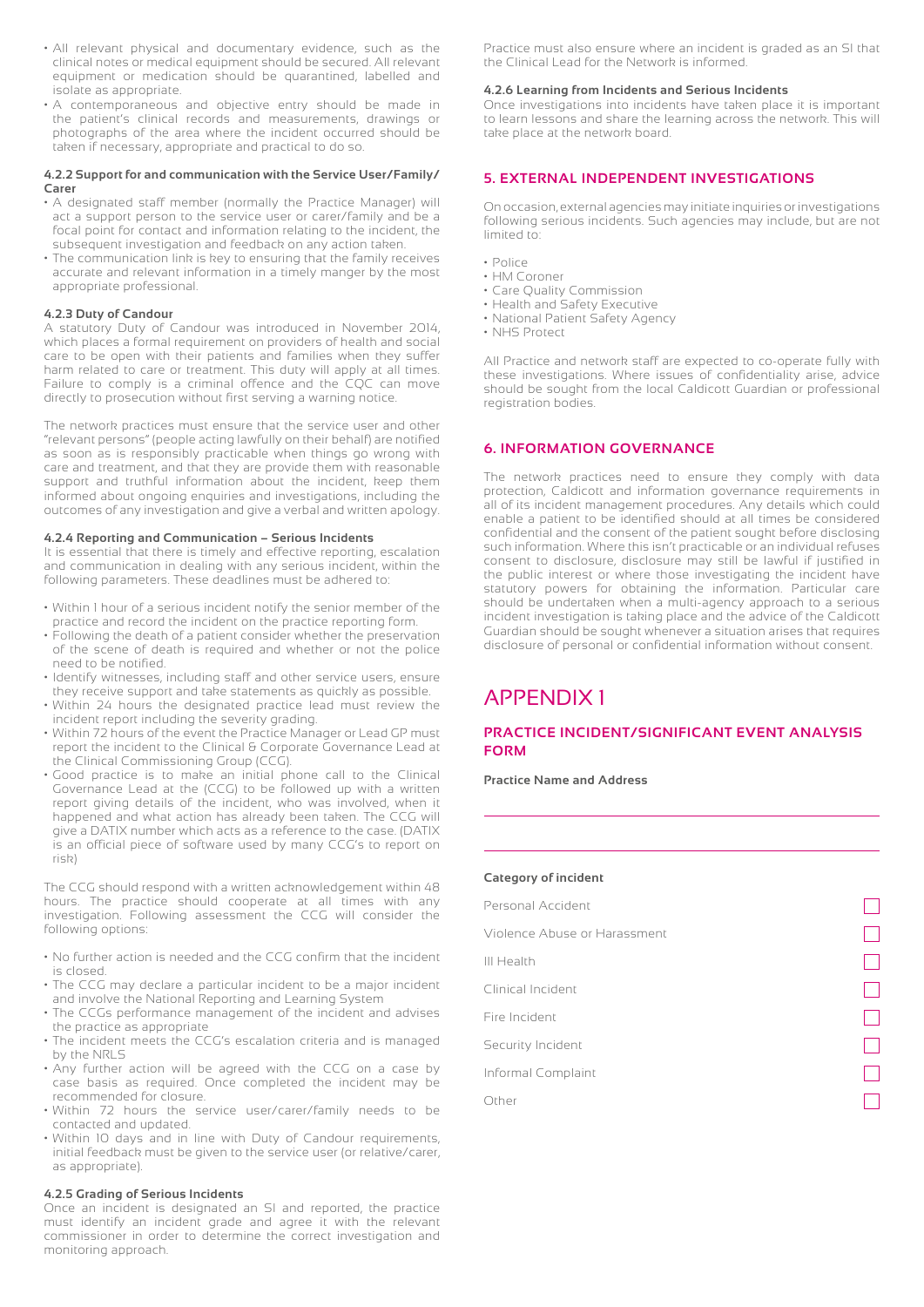- All relevant physical and documentary evidence, such as the clinical notes or medical equipment should be secured. All relevant equipment or medication should be quarantined, labelled and isolate as appropriate.
- A contemporaneous and objective entry should be made in the patient's clinical records and measurements, drawings or photographs of the area where the incident occurred should be taken if necessary, appropriate and practical to do so.

#### 4.2.2 Support for and communication with the Service User/Family/Carer

- A designated staff member (normally the Practice Manager) will act a support person to the service user or carer/family and be a focal point for contact and information relating to the incident, the subsequent investigation and feedback on any action taken.
- The communication link is key to ensuring that the family receives accurate and relevant information in a timely manger by the most appropriate professional.

#### 4.2.3 Duty of Candour

A statutory Duty of Candour was introduced in November 2014, which places a formal requirement on providers of health and social care to be open with their patients and families when they suffer harm related to care or treatment. This duty will apply at all times. Failure to comply is a criminal offence and the CQC can move directly to prosecution without first serving a warning notice.

The network practices must ensure that the service user and other "relevant persons" (people acting lawfully on their behalf) are notified as soon as is responsibly practicable when things go wrong with care and treatment, and that they are provide them with reasonable support and truthful information about the incident, keep them informed about ongoing enquiries and investigations, including the outcomes of any investigation and give a verbal and written apology.

#### 4.2.4 Reporting and Communication – Serious Incidents

It is essential that there is timely and effective reporting, escalation and communication in dealing with any serious incident, within the following parameters. These deadlines must be adhered to:

- Within 1 hour of a serious incident notify the senior member of the practice and record the incident on the practice reporting form.
- Following the death of a patient consider whether the preservation of the scene of death is required and whether or not the police need to be notified.
- Identify witnesses, including staff and other service users, ensure they receive support and take statements as quickly as possible.
- Within 24 hours the designated practice lead must review the incident report including the severity grading.
- Within 72 hours of the event the Practice Manager or Lead GP must report the incident to the Clinical & Corporate Governance Lead at the Clinical Commissioning Group (CCG).
- Good practice is to make an initial phone call to the Clinical Governance Lead at the (CCG) to be followed up with a written report giving details of the incident, who was involved, when it happened and what action has already been taken. The CCG will give a DATIX number which acts as a reference to the case. (DATIX is an official piece of software used by many CCG's to report on risk)

The CCG should respond with a written acknowledgement within 48 hours. The practice should cooperate at all times with any investigation. Following assessment the CCG will consider the following options:

- No further action is needed and the CCG confirm that the incident is closed.
- The CCG may declare a particular incident to be a major incident and involve the National Reporting and Learning System
- The CCGs performance management of the incident and advises the practice as appropriate
- The incident meets the CCG's escalation criteria and is managed by the NRLS
- Any further action will be agreed with the CCG on a case by case basis as required. Once completed the incident may be recommended for closure.
- Within 72 hours the service user/carer/family needs to be contacted and updated.
- Within 10 days and in line with Duty of Candour requirements, initial feedback must be given to the service user (or relative/carer, as appropriate).

#### 4.2.5 Grading of Serious Incidents

Once an incident is designated an SI and reported, the practice must identify an incident grade and agree it with the relevant commissioner in order to determine the correct investigation and monitoring approach.

Practice must also ensure where an incident is graded as an SI that the Clinical Lead for the Network is informed.

#### 4.2.6 Learning from Incidents and Serious Incidents

Once investigations into incidents have taken place it is important to learn lessons and share the learning across the network. This will take place at the network board.

## 5. EXTERNAL INDEPENDENT INVESTIGATIONS

On occasion, external agencies may initiate inquiries or investigations following serious incidents. Such agencies may include, but are not limited to:

- Police
- HM Coroner
- Care Quality Commission
- Health and Safety Executive
- National Patient Safety Agency
- NHS Protect

All Practice and network staff are expected to co-operate fully with these investigations. Where issues of confidentiality arise, advice should be sought from the local Caldicott Guardian or professional registration bodies.

## 6. INFORMATION GOVERNANCE

The network practices need to ensure they comply with data protection, Caldicott and information governance requirements in all of its incident management procedures. Any details which could enable a patient to be identified should at all times be considered confidential and the consent of the patient sought before disclosing such information. Where this isn't practicable or an individual refuses consent to disclosure, disclosure may still be lawful if justified in the public interest or where those investigating the incident have statutory powers for obtaining the information. Particular care should be undertaken when a multi-agency approach to a serious incident investigation is taking place and the advice of the Caldicott Guardian should be sought whenever a situation arises that requires disclosure of personal or confidential information without consent.

# APPENDIX 1

## PRACTICE INCIDENT/SIGNIFICANT EVENT ANALYSIS FORM

**Practice Name and Address**

______________________________

______________________________

**Category of incident**

- [ ] Personal Accident
- [ ] Violence Abuse or Harassment
- [ ] Ill Health
- [ ] Clinical Incident
- [ ] Fire Incident
- [ ] Security Incident
- [ ] Informal Complaint
- [ ] Other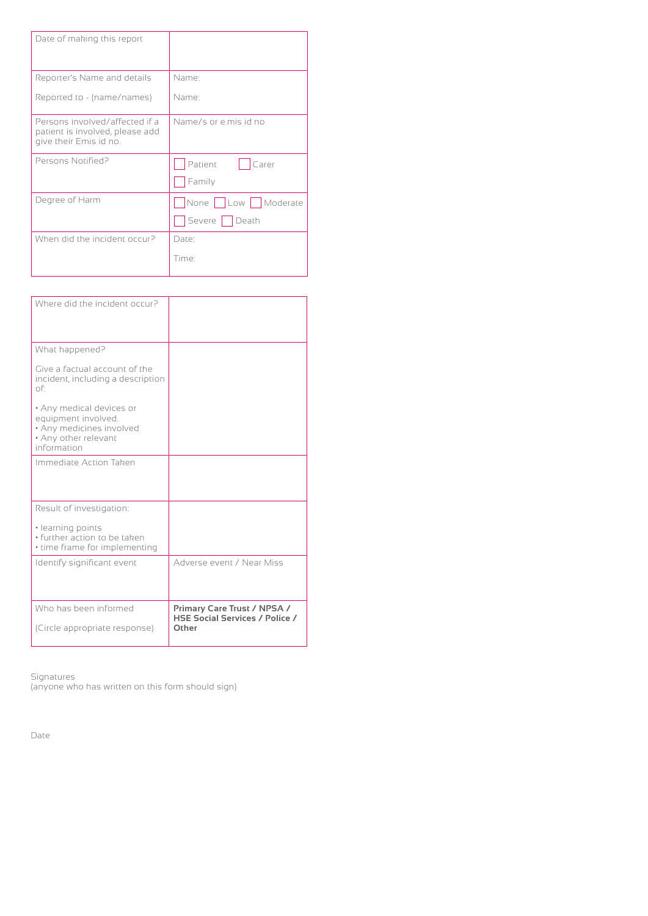| | |
|---|---|
| Date of making this report | |
| Reporter's Name and details<br><br>Reported to - (name/names) | Name:<br><br>Name: |
| Persons involved/affected if a patient is involved, please add give their Emis id no. | Name/s or e.mis id no |
| Persons Notified? | ☐ Patient ☐ Carer<br>☐ Family |
| Degree of Harm | ☐ None ☐ Low ☐ Moderate<br>☐ Severe ☐ Death |
| When did the incident occur? | Date:<br><br>Time: |

| | |
|---|---|
| Where did the incident occur? | |
| What happened?<br><br>Give a factual account of the incident, including a description of:<br><br>• Any medical devices or equipment involved.<br>• Any medicines involved<br>• Any other relevant information | |
| Immediate Action Taken | |
| Result of investigation:<br><br>• learning points<br>• further action to be taken<br>• time frame for implementing | |
| Identify significant event | Adverse event / Near Miss |
| Who has been informed<br><br>(Circle appropriate response) | **Primary Care Trust / NPSA / HSE Social Services / Police / Other** |

Signatures
(anyone who has written on this form should sign)

Date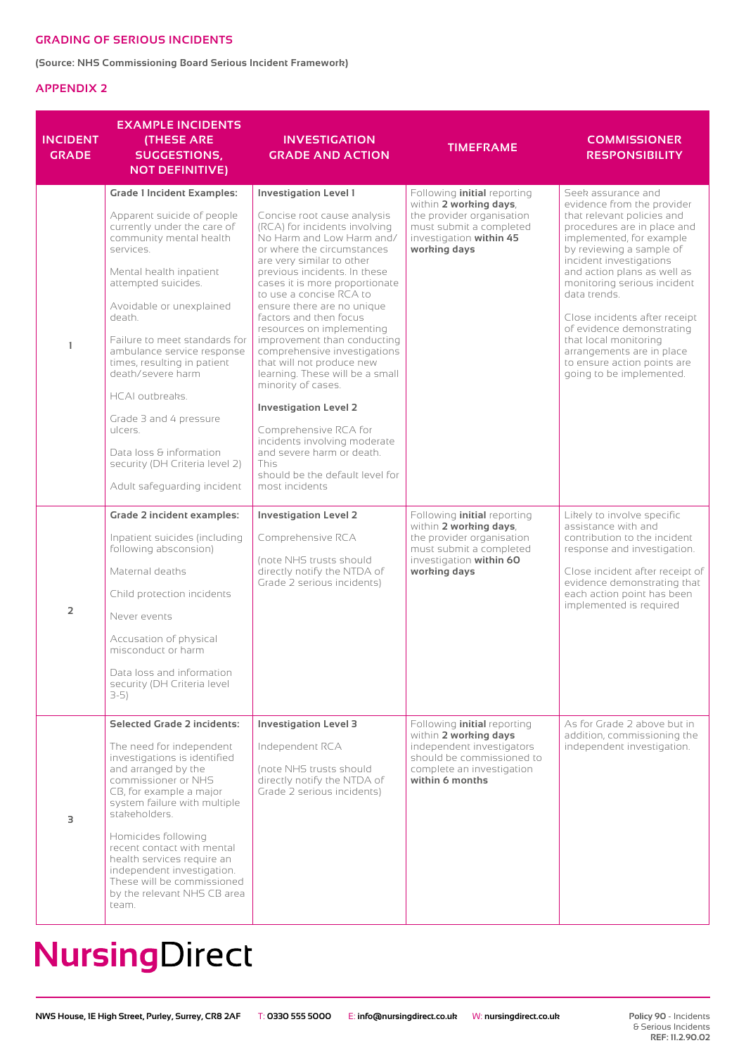## GRADING OF SERIOUS INCIDENTS

**(Source: NHS Commissioning Board Serious Incident Framework)**

## APPENDIX 2

| INCIDENT GRADE | EXAMPLE INCIDENTS (THESE ARE SUGGESTIONS, NOT DEFINITIVE) | INVESTIGATION GRADE AND ACTION | TIMEFRAME | COMMISSIONER RESPONSIBILITY |
|---|---|---|---|---|
| 1 | **Grade 1 Incident Examples:**<br><br>Apparent suicide of people currently under the care of community mental health services.<br><br>Mental health inpatient attempted suicides.<br><br>Avoidable or unexplained death.<br><br>Failure to meet standards for ambulance service response times, resulting in patient death/severe harm<br><br>HCAI outbreaks.<br><br>Grade 3 and 4 pressure ulcers.<br><br>Data loss & information security (DH Criteria level 2)<br><br>Adult safeguarding incident | **Investigation Level 1**<br><br>Concise root cause analysis (RCA) for incidents involving No Harm and Low Harm and/ or where the circumstances are very similar to other previous incidents. In these cases it is more proportionate to use a concise RCA to ensure there are no unique factors and then focus resources on implementing improvement than conducting comprehensive investigations that will not produce new learning. These will be a small minority of cases.<br><br>**Investigation Level 2**<br><br>Comprehensive RCA for incidents involving moderate and severe harm or death. This should be the default level for most incidents | Following **initial** reporting within **2 working days**, the provider organisation must submit a completed investigation **within 45 working days** | Seek assurance and evidence from the provider that relevant policies and procedures are in place and implemented, for example by reviewing a sample of incident investigations and action plans as well as monitoring serious incident data trends.<br><br>Close incidents after receipt of evidence demonstrating that local monitoring arrangements are in place to ensure action points are going to be implemented. |
| 2 | **Grade 2 incident examples:**<br><br>Inpatient suicides (including following absconsion)<br><br>Maternal deaths<br><br>Child protection incidents<br><br>Never events<br><br>Accusation of physical misconduct or harm<br><br>Data loss and information security (DH Criteria level 3-5) | **Investigation Level 2**<br><br>Comprehensive RCA<br><br>(note NHS trusts should directly notify the NTDA of Grade 2 serious incidents) | Following **initial** reporting within **2 working days**, the provider organisation must submit a completed investigation **within 60 working days** | Likely to involve specific assistance with and contribution to the incident response and investigation.<br><br>Close incident after receipt of evidence demonstrating that each action point has been implemented is required |
| 3 | **Selected Grade 2 incidents:**<br><br>The need for independent investigations is identified and arranged by the commissioner or NHS CB, for example a major system failure with multiple stakeholders.<br><br>Homicides following recent contact with mental health services require an independent investigation. These will be commissioned by the relevant NHS CB area team. | **Investigation Level 3**<br><br>Independent RCA<br><br>(note NHS trusts should directly notify the NTDA of Grade 2 serious incidents) | Following **initial** reporting within **2 working days** independent investigators should be commissioned to complete an investigation **within 6 months** | As for Grade 2 above but in addition, commissioning the independent investigation. |

**NursingDirect**

**NWS House, 1E High Street, Purley, Surrey, CR8 2AF** T: **0330 555 5000** E: **info@nursingdirect.co.uk** W: **nursingdirect.co.uk**

**Policy 90** - Incidents & Serious Incidents
**REF: 11.2.90.02**